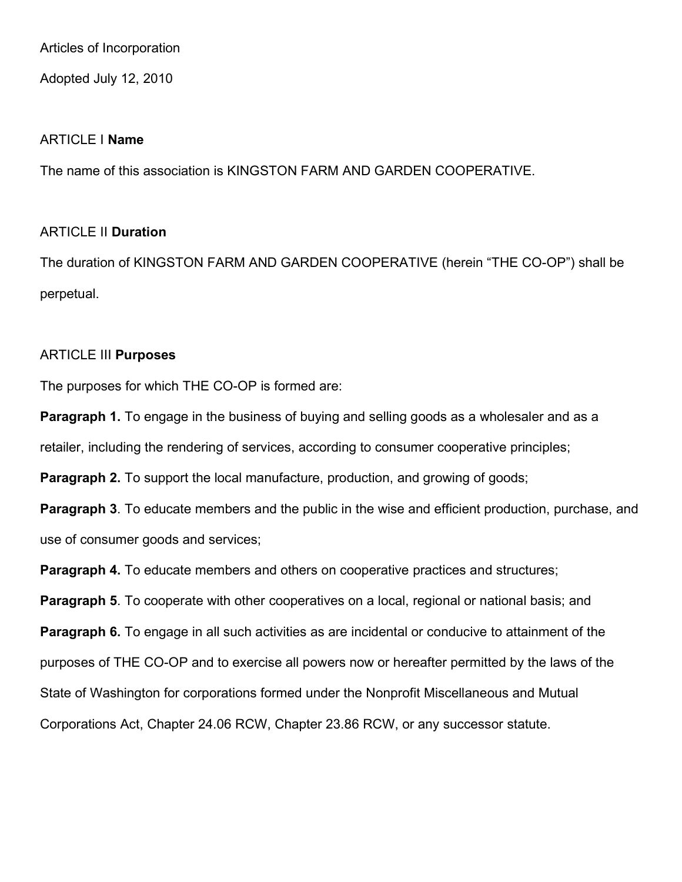Articles of Incorporation

Adopted July 12, 2010

## ARTICLE I **Name**

The name of this association is KINGSTON FARM AND GARDEN COOPERATIVE.

## ARTICLE II **Duration**

The duration of KINGSTON FARM AND GARDEN COOPERATIVE (herein "THE CO-OP") shall be perpetual.

## ARTICLE III **Purposes**

The purposes for which THE CO-OP is formed are:

**Paragraph 1.** To engage in the business of buying and selling goods as a wholesaler and as a retailer, including the rendering of services, according to consumer cooperative principles;

**Paragraph 2.** To support the local manufacture, production, and growing of goods;

**Paragraph 3**. To educate members and the public in the wise and efficient production, purchase, and use of consumer goods and services;

**Paragraph 4.** To educate members and others on cooperative practices and structures;

**Paragraph 5**. To cooperate with other cooperatives on a local, regional or national basis; and

**Paragraph 6.** To engage in all such activities as are incidental or conducive to attainment of the purposes of THE CO-OP and to exercise all powers now or hereafter permitted by the laws of the State of Washington for corporations formed under the Nonprofit Miscellaneous and Mutual Corporations Act, Chapter 24.06 RCW, Chapter 23.86 RCW, or any successor statute.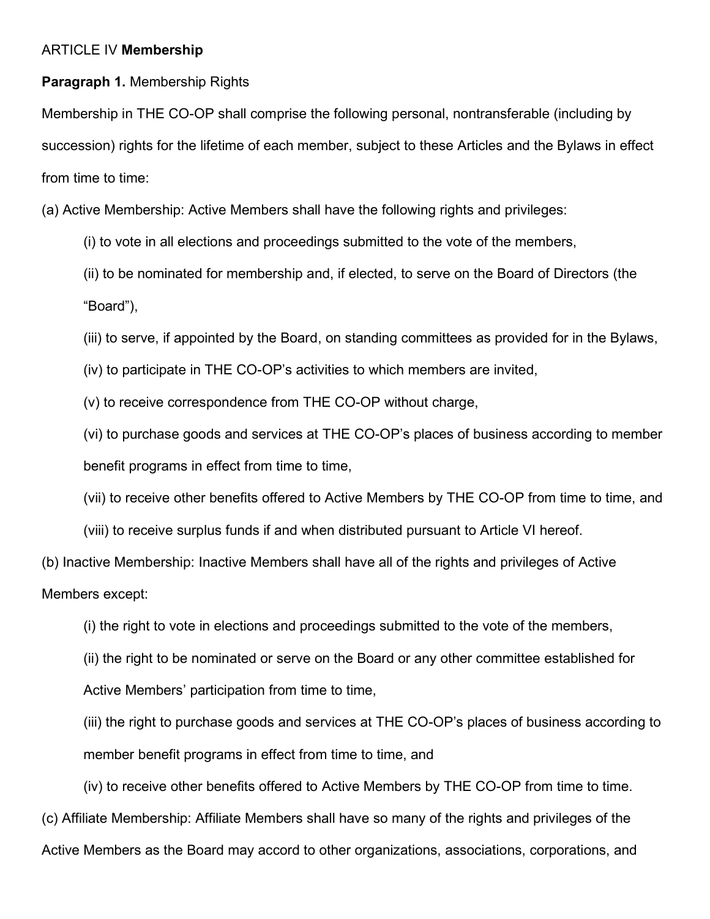ARTICLE IV **Membership**

**Paragraph 1.** Membership Rights

Membership in THE CO-OP shall comprise the following personal, nontransferable (including by succession) rights for the lifetime of each member, subject to these Articles and the Bylaws in effect from time to time:

(a) Active Membership: Active Members shall have the following rights and privileges:

(i) to vote in all elections and proceedings submitted to the vote of the members,

(ii) to be nominated for membership and, if elected, to serve on the Board of Directors (the "Board"),

(iii) to serve, if appointed by the Board, on standing committees as provided for in the Bylaws,

(iv) to participate in THE CO-OP's activities to which members are invited,

(v) to receive correspondence from THE CO-OP without charge,

(vi) to purchase goods and services at THE CO-OP's places of business according to member benefit programs in effect from time to time,

(vii) to receive other benefits offered to Active Members by THE CO-OP from time to time, and

(viii) to receive surplus funds if and when distributed pursuant to Article VI hereof.

(b) Inactive Membership: Inactive Members shall have all of the rights and privileges of Active Members except:

(i) the right to vote in elections and proceedings submitted to the vote of the members,

(ii) the right to be nominated or serve on the Board or any other committee established for Active Members' participation from time to time,

(iii) the right to purchase goods and services at THE CO-OP's places of business according to member benefit programs in effect from time to time, and

(iv) to receive other benefits offered to Active Members by THE CO-OP from time to time.

(c) Affiliate Membership: Affiliate Members shall have so many of the rights and privileges of the Active Members as the Board may accord to other organizations, associations, corporations, and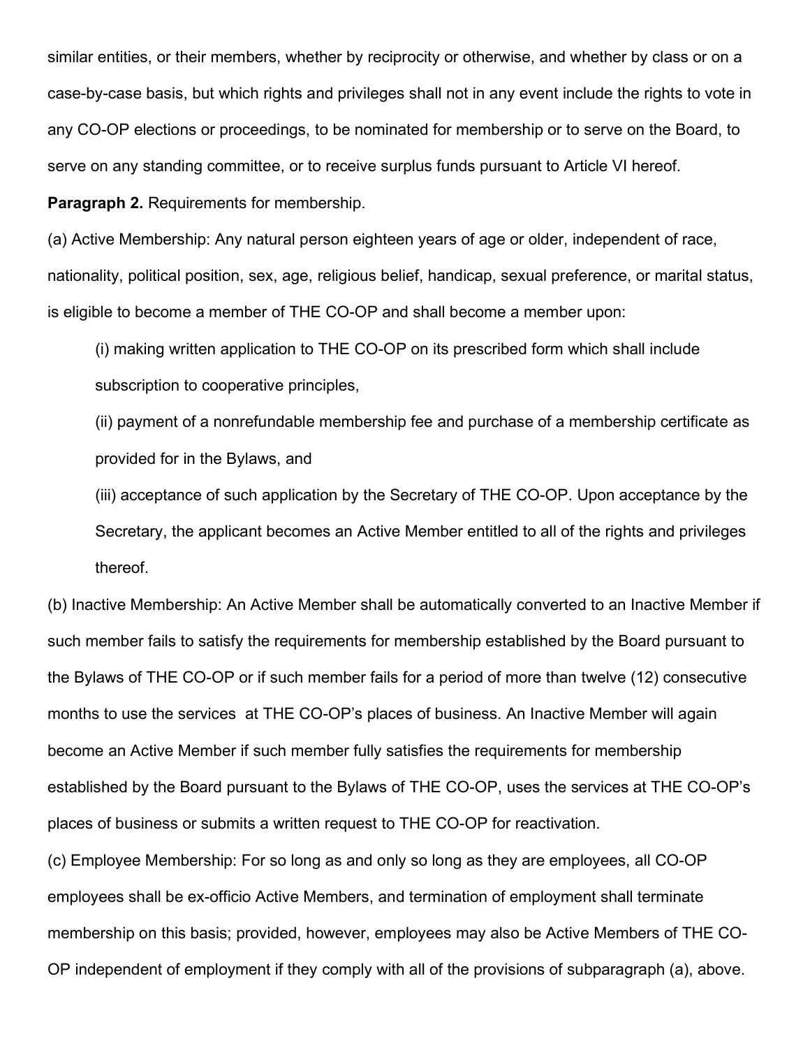similar entities, or their members, whether by reciprocity or otherwise, and whether by class or on a case-by-case basis, but which rights and privileges shall not in any event include the rights to vote in any CO-OP elections or proceedings, to be nominated for membership or to serve on the Board, to serve on any standing committee, or to receive surplus funds pursuant to Article VI hereof.

**Paragraph 2.** Requirements for membership.

(a) Active Membership: Any natural person eighteen years of age or older, independent of race, nationality, political position, sex, age, religious belief, handicap, sexual preference, or marital status, is eligible to become a member of THE CO-OP and shall become a member upon:

(i) making written application to THE CO-OP on its prescribed form which shall include subscription to cooperative principles,

(ii) payment of a nonrefundable membership fee and purchase of a membership certificate as provided for in the Bylaws, and

(iii) acceptance of such application by the Secretary of THE CO-OP. Upon acceptance by the Secretary, the applicant becomes an Active Member entitled to all of the rights and privileges thereof.

(b) Inactive Membership: An Active Member shall be automatically converted to an Inactive Member if such member fails to satisfy the requirements for membership established by the Board pursuant to the Bylaws of THE CO-OP or if such member fails for a period of more than twelve (12) consecutive months to use the services at THE CO-OP's places of business. An Inactive Member will again become an Active Member if such member fully satisfies the requirements for membership established by the Board pursuant to the Bylaws of THE CO-OP, uses the services at THE CO-OP's places of business or submits a written request to THE CO-OP for reactivation.

(c) Employee Membership: For so long as and only so long as they are employees, all CO-OP employees shall be ex-officio Active Members, and termination of employment shall terminate membership on this basis; provided, however, employees may also be Active Members of THE CO-OP independent of employment if they comply with all of the provisions of subparagraph (a), above.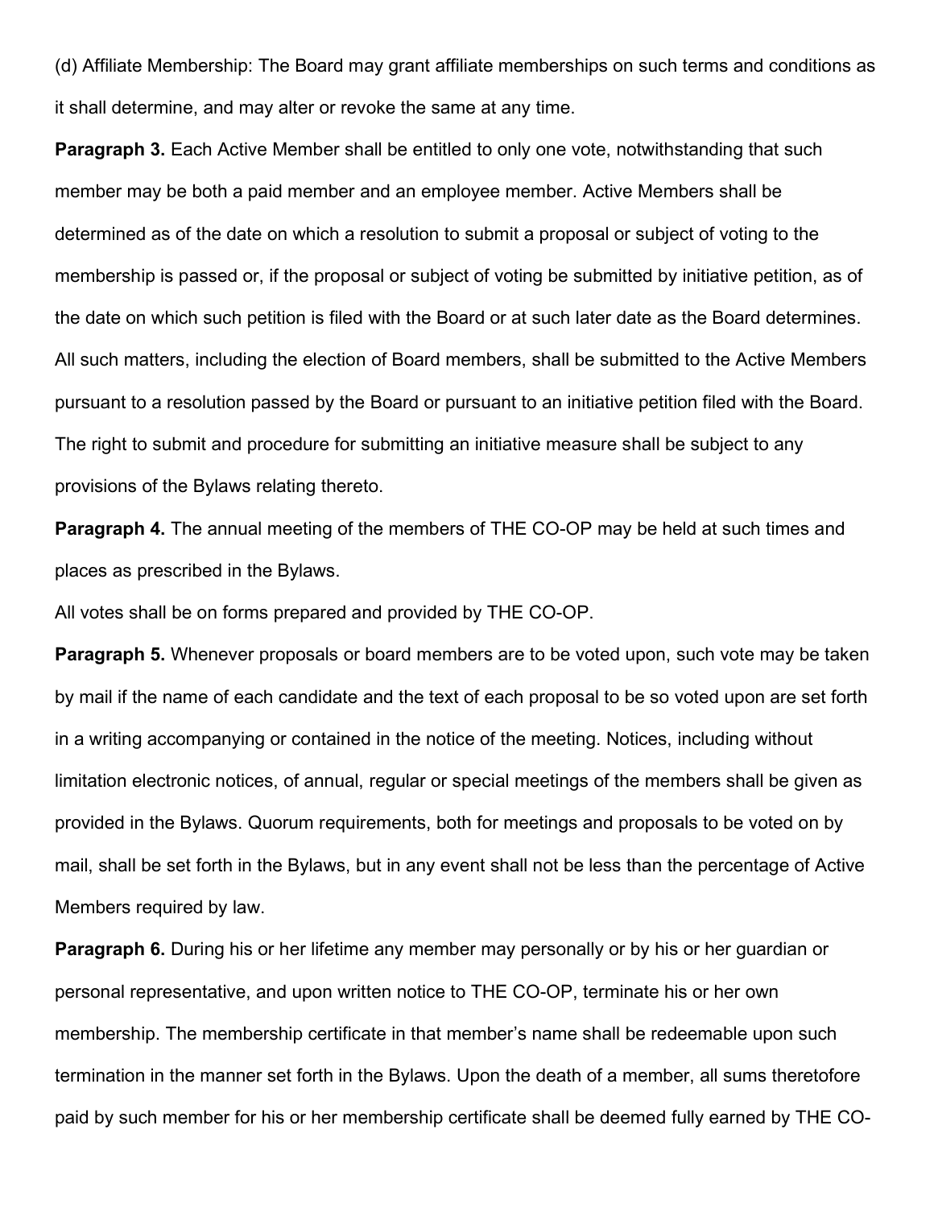(d) Affiliate Membership: The Board may grant affiliate memberships on such terms and conditions as it shall determine, and may alter or revoke the same at any time.

**Paragraph 3.** Each Active Member shall be entitled to only one vote, notwithstanding that such member may be both a paid member and an employee member. Active Members shall be determined as of the date on which a resolution to submit a proposal or subject of voting to the membership is passed or, if the proposal or subject of voting be submitted by initiative petition, as of the date on which such petition is filed with the Board or at such later date as the Board determines. All such matters, including the election of Board members, shall be submitted to the Active Members pursuant to a resolution passed by the Board or pursuant to an initiative petition filed with the Board. The right to submit and procedure for submitting an initiative measure shall be subject to any provisions of the Bylaws relating thereto.

**Paragraph 4.** The annual meeting of the members of THE CO-OP may be held at such times and places as prescribed in the Bylaws.

All votes shall be on forms prepared and provided by THE CO-OP.

**Paragraph 5.** Whenever proposals or board members are to be voted upon, such vote may be taken by mail if the name of each candidate and the text of each proposal to be so voted upon are set forth in a writing accompanying or contained in the notice of the meeting. Notices, including without limitation electronic notices, of annual, regular or special meetings of the members shall be given as provided in the Bylaws. Quorum requirements, both for meetings and proposals to be voted on by mail, shall be set forth in the Bylaws, but in any event shall not be less than the percentage of Active Members required by law.

**Paragraph 6.** During his or her lifetime any member may personally or by his or her guardian or personal representative, and upon written notice to THE CO-OP, terminate his or her own membership. The membership certificate in that member's name shall be redeemable upon such termination in the manner set forth in the Bylaws. Upon the death of a member, all sums theretofore paid by such member for his or her membership certificate shall be deemed fully earned by THE CO-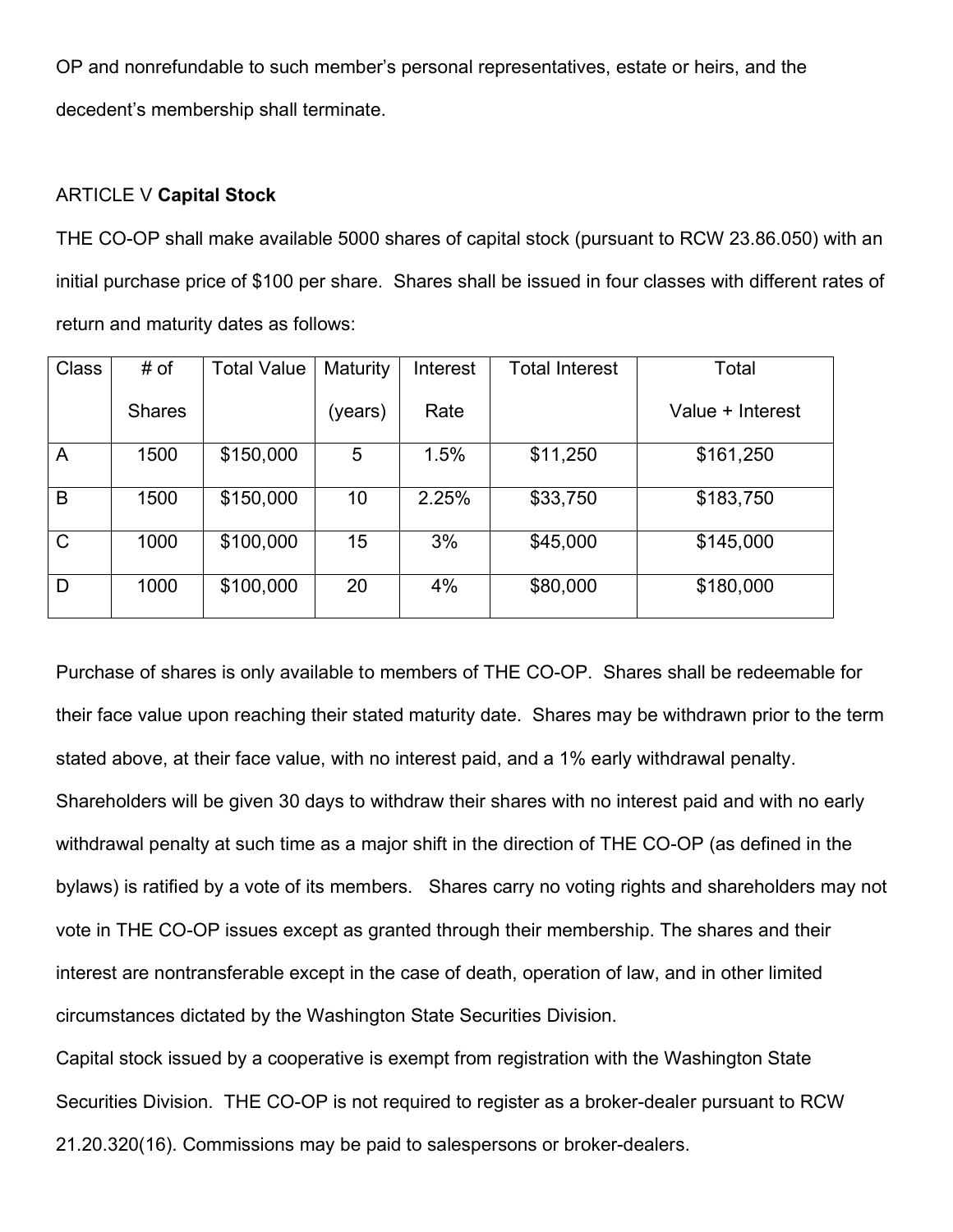OP and nonrefundable to such member's personal representatives, estate or heirs, and the decedent's membership shall terminate.

ARTICLE V **Capital Stock**

THE CO-OP shall make available 5000 shares of capital stock (pursuant to RCW 23.86.050) with an initial purchase price of $100 per share. Shares shall be issued in four classes with different rates of return and maturity dates as follows:

| Class | # of Shares | Total Value | Maturity (years) | Interest Rate | Total Interest | Total Value + Interest |
|---|---|---|---|---|---|---|
| A | 1500 | $150,000 | 5 | 1.5% | $11,250 | $161,250 |
| B | 1500 | $150,000 | 10 | 2.25% | $33,750 | $183,750 |
| C | 1000 | $100,000 | 15 | 3% | $45,000 | $145,000 |
| D | 1000 | $100,000 | 20 | 4% | $80,000 | $180,000 |

Purchase of shares is only available to members of THE CO-OP. Shares shall be redeemable for their face value upon reaching their stated maturity date. Shares may be withdrawn prior to the term stated above, at their face value, with no interest paid, and a 1% early withdrawal penalty. Shareholders will be given 30 days to withdraw their shares with no interest paid and with no early withdrawal penalty at such time as a major shift in the direction of THE CO-OP (as defined in the bylaws) is ratified by a vote of its members. Shares carry no voting rights and shareholders may not vote in THE CO-OP issues except as granted through their membership. The shares and their interest are nontransferable except in the case of death, operation of law, and in other limited circumstances dictated by the Washington State Securities Division.

Capital stock issued by a cooperative is exempt from registration with the Washington State Securities Division. THE CO-OP is not required to register as a broker-dealer pursuant to RCW 21.20.320(16). Commissions may be paid to salespersons or broker-dealers.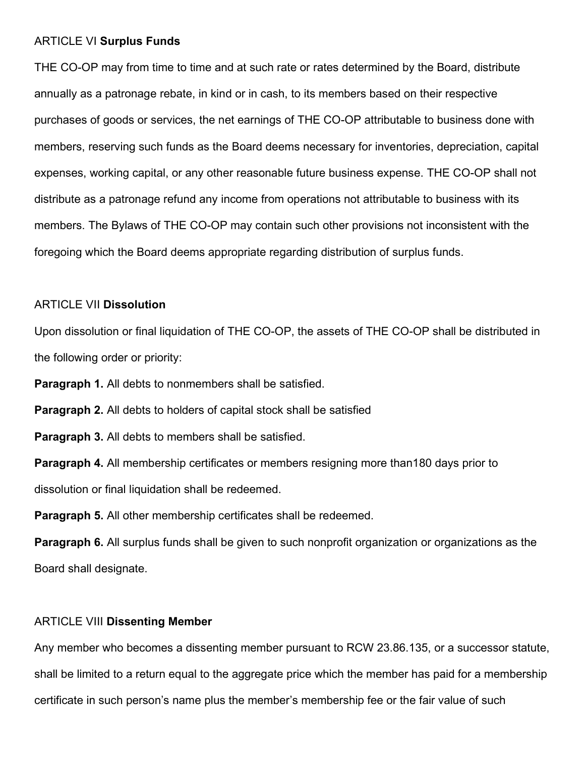ARTICLE VI **Surplus Funds**

THE CO-OP may from time to time and at such rate or rates determined by the Board, distribute annually as a patronage rebate, in kind or in cash, to its members based on their respective purchases of goods or services, the net earnings of THE CO-OP attributable to business done with members, reserving such funds as the Board deems necessary for inventories, depreciation, capital expenses, working capital, or any other reasonable future business expense. THE CO-OP shall not distribute as a patronage refund any income from operations not attributable to business with its members. The Bylaws of THE CO-OP may contain such other provisions not inconsistent with the foregoing which the Board deems appropriate regarding distribution of surplus funds.

ARTICLE VII **Dissolution**

Upon dissolution or final liquidation of THE CO-OP, the assets of THE CO-OP shall be distributed in the following order or priority:

**Paragraph 1.** All debts to nonmembers shall be satisfied.

**Paragraph 2.** All debts to holders of capital stock shall be satisfied

**Paragraph 3.** All debts to members shall be satisfied.

**Paragraph 4.** All membership certificates or members resigning more than180 days prior to dissolution or final liquidation shall be redeemed.

**Paragraph 5.** All other membership certificates shall be redeemed.

**Paragraph 6.** All surplus funds shall be given to such nonprofit organization or organizations as the Board shall designate.

ARTICLE VIII **Dissenting Member**

Any member who becomes a dissenting member pursuant to RCW 23.86.135, or a successor statute, shall be limited to a return equal to the aggregate price which the member has paid for a membership certificate in such person's name plus the member's membership fee or the fair value of such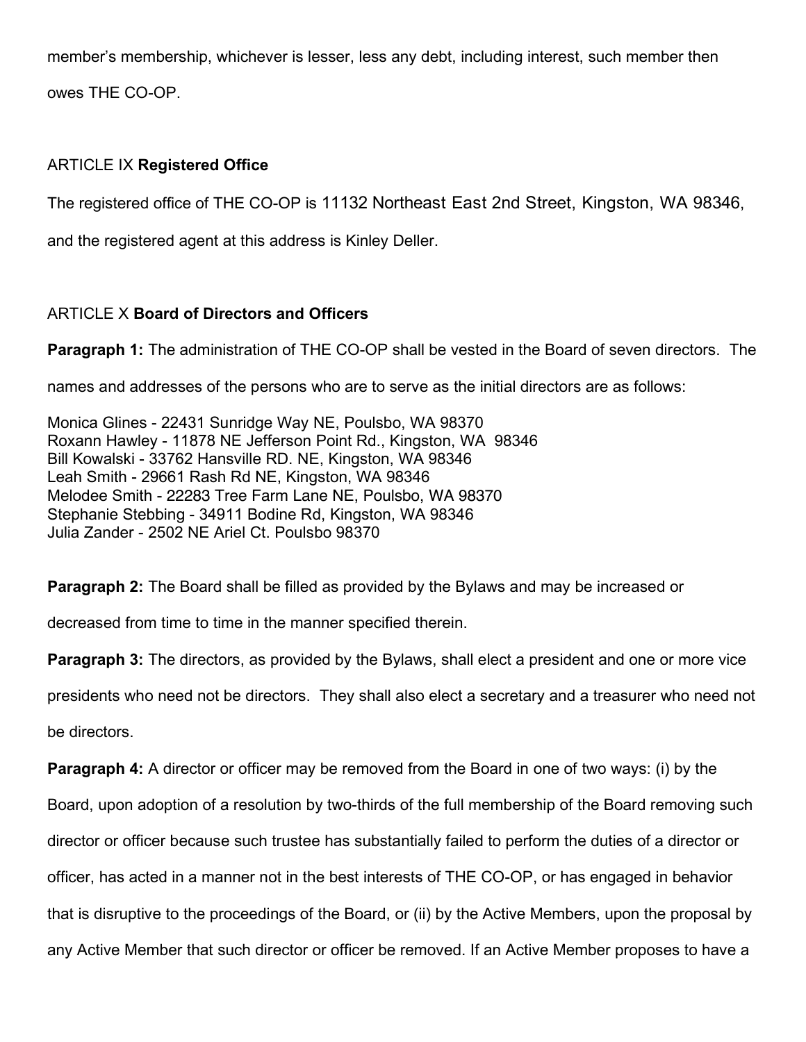member's membership, whichever is lesser, less any debt, including interest, such member then owes THE CO-OP.

ARTICLE IX **Registered Office**

The registered office of THE CO-OP is 11132 Northeast East 2nd Street, Kingston, WA 98346, and the registered agent at this address is Kinley Deller.

ARTICLE X **Board of Directors and Officers**

**Paragraph 1:** The administration of THE CO-OP shall be vested in the Board of seven directors. The names and addresses of the persons who are to serve as the initial directors are as follows:

Monica Glines - 22431 Sunridge Way NE, Poulsbo, WA 98370
Roxann Hawley - 11878 NE Jefferson Point Rd., Kingston, WA 98346
Bill Kowalski - 33762 Hansville RD. NE, Kingston, WA 98346
Leah Smith - 29661 Rash Rd NE, Kingston, WA 98346
Melodee Smith - 22283 Tree Farm Lane NE, Poulsbo, WA 98370
Stephanie Stebbing - 34911 Bodine Rd, Kingston, WA 98346
Julia Zander - 2502 NE Ariel Ct. Poulsbo 98370

**Paragraph 2:** The Board shall be filled as provided by the Bylaws and may be increased or decreased from time to time in the manner specified therein.

**Paragraph 3:** The directors, as provided by the Bylaws, shall elect a president and one or more vice presidents who need not be directors. They shall also elect a secretary and a treasurer who need not be directors.

**Paragraph 4:** A director or officer may be removed from the Board in one of two ways: (i) by the Board, upon adoption of a resolution by two-thirds of the full membership of the Board removing such director or officer because such trustee has substantially failed to perform the duties of a director or officer, has acted in a manner not in the best interests of THE CO-OP, or has engaged in behavior that is disruptive to the proceedings of the Board, or (ii) by the Active Members, upon the proposal by any Active Member that such director or officer be removed. If an Active Member proposes to have a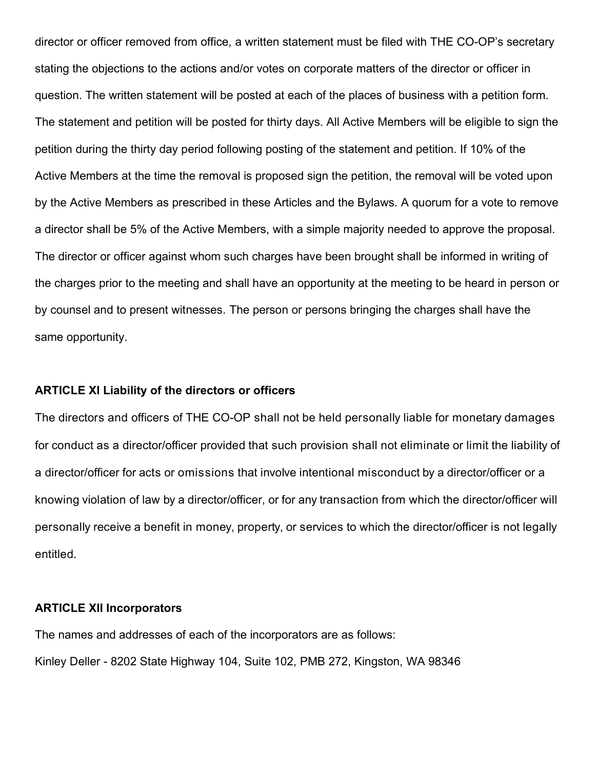director or officer removed from office, a written statement must be filed with THE CO-OP's secretary stating the objections to the actions and/or votes on corporate matters of the director or officer in question. The written statement will be posted at each of the places of business with a petition form. The statement and petition will be posted for thirty days. All Active Members will be eligible to sign the petition during the thirty day period following posting of the statement and petition. If 10% of the Active Members at the time the removal is proposed sign the petition, the removal will be voted upon by the Active Members as prescribed in these Articles and the Bylaws. A quorum for a vote to remove a director shall be 5% of the Active Members, with a simple majority needed to approve the proposal. The director or officer against whom such charges have been brought shall be informed in writing of the charges prior to the meeting and shall have an opportunity at the meeting to be heard in person or by counsel and to present witnesses. The person or persons bringing the charges shall have the same opportunity.

**ARTICLE XI Liability of the directors or officers**

The directors and officers of THE CO-OP shall not be held personally liable for monetary damages for conduct as a director/officer provided that such provision shall not eliminate or limit the liability of a director/officer for acts or omissions that involve intentional misconduct by a director/officer or a knowing violation of law by a director/officer, or for any transaction from which the director/officer will personally receive a benefit in money, property, or services to which the director/officer is not legally entitled.

**ARTICLE XII Incorporators**

The names and addresses of each of the incorporators are as follows:

Kinley Deller - 8202 State Highway 104, Suite 102, PMB 272, Kingston, WA 98346